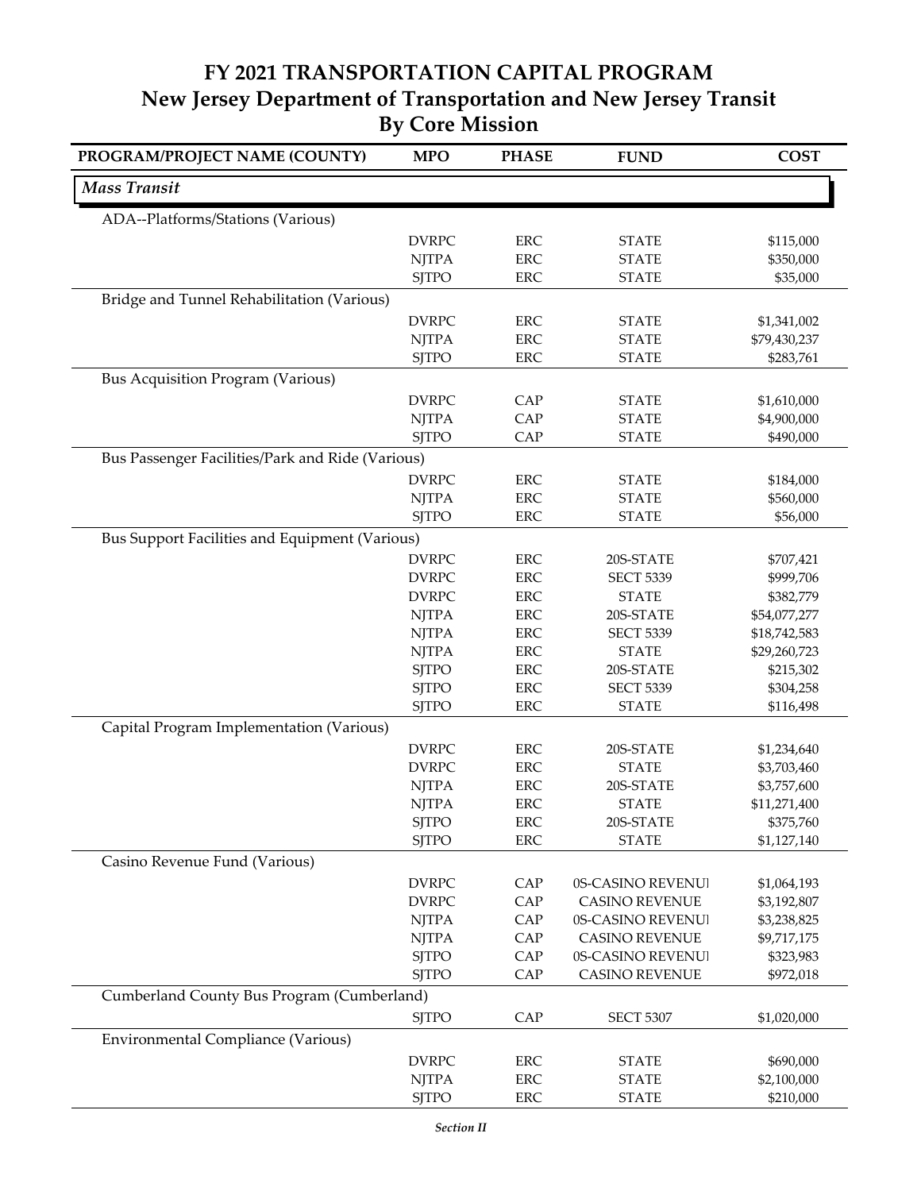# FY 2021 TRANSPORTATION CAPITAL PROGRAM
## New Jersey Department of Transportation and New Jersey Transit
## By Core Mission

| PROGRAM/PROJECT NAME (COUNTY) | MPO | PHASE | FUND | COST |
|---|---|---|---|---|
| ***Mass Transit*** | | | | |
| ADA--Platforms/Stations (Various) | | | | |
| | DVRPC | ERC | STATE | $115,000 |
| | NJTPA | ERC | STATE | $350,000 |
| | SJTPO | ERC | STATE | $35,000 |
| Bridge and Tunnel Rehabilitation (Various) | | | | |
| | DVRPC | ERC | STATE | $1,341,002 |
| | NJTPA | ERC | STATE | $79,430,237 |
| | SJTPO | ERC | STATE | $283,761 |
| Bus Acquisition Program (Various) | | | | |
| | DVRPC | CAP | STATE | $1,610,000 |
| | NJTPA | CAP | STATE | $4,900,000 |
| | SJTPO | CAP | STATE | $490,000 |
| Bus Passenger Facilities/Park and Ride (Various) | | | | |
| | DVRPC | ERC | STATE | $184,000 |
| | NJTPA | ERC | STATE | $560,000 |
| | SJTPO | ERC | STATE | $56,000 |
| Bus Support Facilities and Equipment (Various) | | | | |
| | DVRPC | ERC | 20S-STATE | $707,421 |
| | DVRPC | ERC | SECT 5339 | $999,706 |
| | DVRPC | ERC | STATE | $382,779 |
| | NJTPA | ERC | 20S-STATE | $54,077,277 |
| | NJTPA | ERC | SECT 5339 | $18,742,583 |
| | NJTPA | ERC | STATE | $29,260,723 |
| | SJTPO | ERC | 20S-STATE | $215,302 |
| | SJTPO | ERC | SECT 5339 | $304,258 |
| | SJTPO | ERC | STATE | $116,498 |
| Capital Program Implementation (Various) | | | | |
| | DVRPC | ERC | 20S-STATE | $1,234,640 |
| | DVRPC | ERC | STATE | $3,703,460 |
| | NJTPA | ERC | 20S-STATE | $3,757,600 |
| | NJTPA | ERC | STATE | $11,271,400 |
| | SJTPO | ERC | 20S-STATE | $375,760 |
| | SJTPO | ERC | STATE | $1,127,140 |
| Casino Revenue Fund (Various) | | | | |
| | DVRPC | CAP | 0S-CASINO REVENUI | $1,064,193 |
| | DVRPC | CAP | CASINO REVENUE | $3,192,807 |
| | NJTPA | CAP | 0S-CASINO REVENUI | $3,238,825 |
| | NJTPA | CAP | CASINO REVENUE | $9,717,175 |
| | SJTPO | CAP | 0S-CASINO REVENUI | $323,983 |
| | SJTPO | CAP | CASINO REVENUE | $972,018 |
| Cumberland County Bus Program (Cumberland) | | | | |
| | SJTPO | CAP | SECT 5307 | $1,020,000 |
| Environmental Compliance (Various) | | | | |
| | DVRPC | ERC | STATE | $690,000 |
| | NJTPA | ERC | STATE | $2,100,000 |
| | SJTPO | ERC | STATE | $210,000 |

*Section II*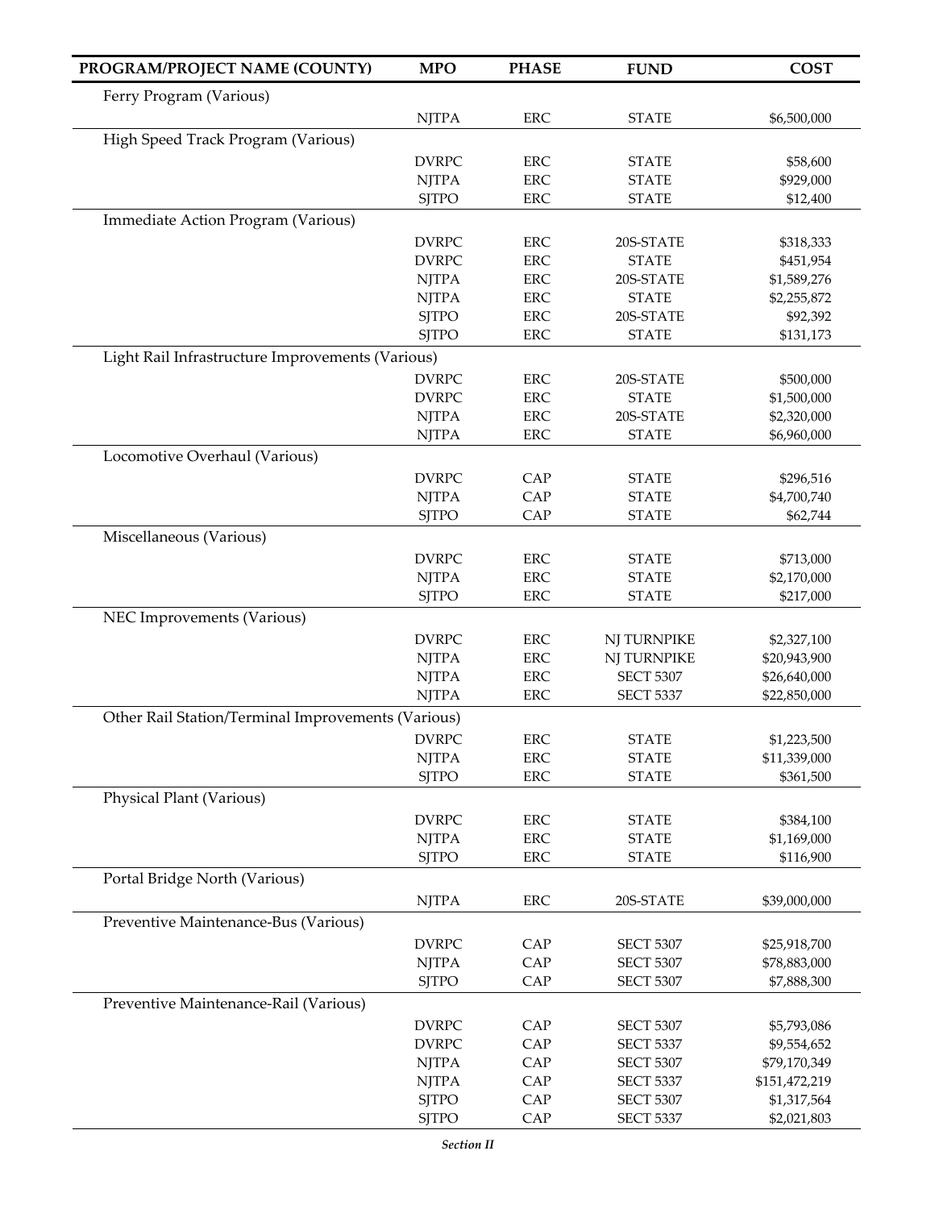| PROGRAM/PROJECT NAME (COUNTY) | MPO | PHASE | FUND | COST |
|---|---|---|---|---|
| Ferry Program (Various) | | | | |
| | NJTPA | ERC | STATE | $6,500,000 |
| High Speed Track Program (Various) | | | | |
| | DVRPC | ERC | STATE | $58,600 |
| | NJTPA | ERC | STATE | $929,000 |
| | SJTPO | ERC | STATE | $12,400 |
| Immediate Action Program (Various) | | | | |
| | DVRPC | ERC | 20S-STATE | $318,333 |
| | DVRPC | ERC | STATE | $451,954 |
| | NJTPA | ERC | 20S-STATE | $1,589,276 |
| | NJTPA | ERC | STATE | $2,255,872 |
| | SJTPO | ERC | 20S-STATE | $92,392 |
| | SJTPO | ERC | STATE | $131,173 |
| Light Rail Infrastructure Improvements (Various) | | | | |
| | DVRPC | ERC | 20S-STATE | $500,000 |
| | DVRPC | ERC | STATE | $1,500,000 |
| | NJTPA | ERC | 20S-STATE | $2,320,000 |
| | NJTPA | ERC | STATE | $6,960,000 |
| Locomotive Overhaul (Various) | | | | |
| | DVRPC | CAP | STATE | $296,516 |
| | NJTPA | CAP | STATE | $4,700,740 |
| | SJTPO | CAP | STATE | $62,744 |
| Miscellaneous (Various) | | | | |
| | DVRPC | ERC | STATE | $713,000 |
| | NJTPA | ERC | STATE | $2,170,000 |
| | SJTPO | ERC | STATE | $217,000 |
| NEC Improvements (Various) | | | | |
| | DVRPC | ERC | NJ TURNPIKE | $2,327,100 |
| | NJTPA | ERC | NJ TURNPIKE | $20,943,900 |
| | NJTPA | ERC | SECT 5307 | $26,640,000 |
| | NJTPA | ERC | SECT 5337 | $22,850,000 |
| Other Rail Station/Terminal Improvements (Various) | | | | |
| | DVRPC | ERC | STATE | $1,223,500 |
| | NJTPA | ERC | STATE | $11,339,000 |
| | SJTPO | ERC | STATE | $361,500 |
| Physical Plant (Various) | | | | |
| | DVRPC | ERC | STATE | $384,100 |
| | NJTPA | ERC | STATE | $1,169,000 |
| | SJTPO | ERC | STATE | $116,900 |
| Portal Bridge North (Various) | | | | |
| | NJTPA | ERC | 20S-STATE | $39,000,000 |
| Preventive Maintenance-Bus (Various) | | | | |
| | DVRPC | CAP | SECT 5307 | $25,918,700 |
| | NJTPA | CAP | SECT 5307 | $78,883,000 |
| | SJTPO | CAP | SECT 5307 | $7,888,300 |
| Preventive Maintenance-Rail (Various) | | | | |
| | DVRPC | CAP | SECT 5307 | $5,793,086 |
| | DVRPC | CAP | SECT 5337 | $9,554,652 |
| | NJTPA | CAP | SECT 5307 | $79,170,349 |
| | NJTPA | CAP | SECT 5337 | $151,472,219 |
| | SJTPO | CAP | SECT 5307 | $1,317,564 |
| | SJTPO | CAP | SECT 5337 | $2,021,803 |

*Section II*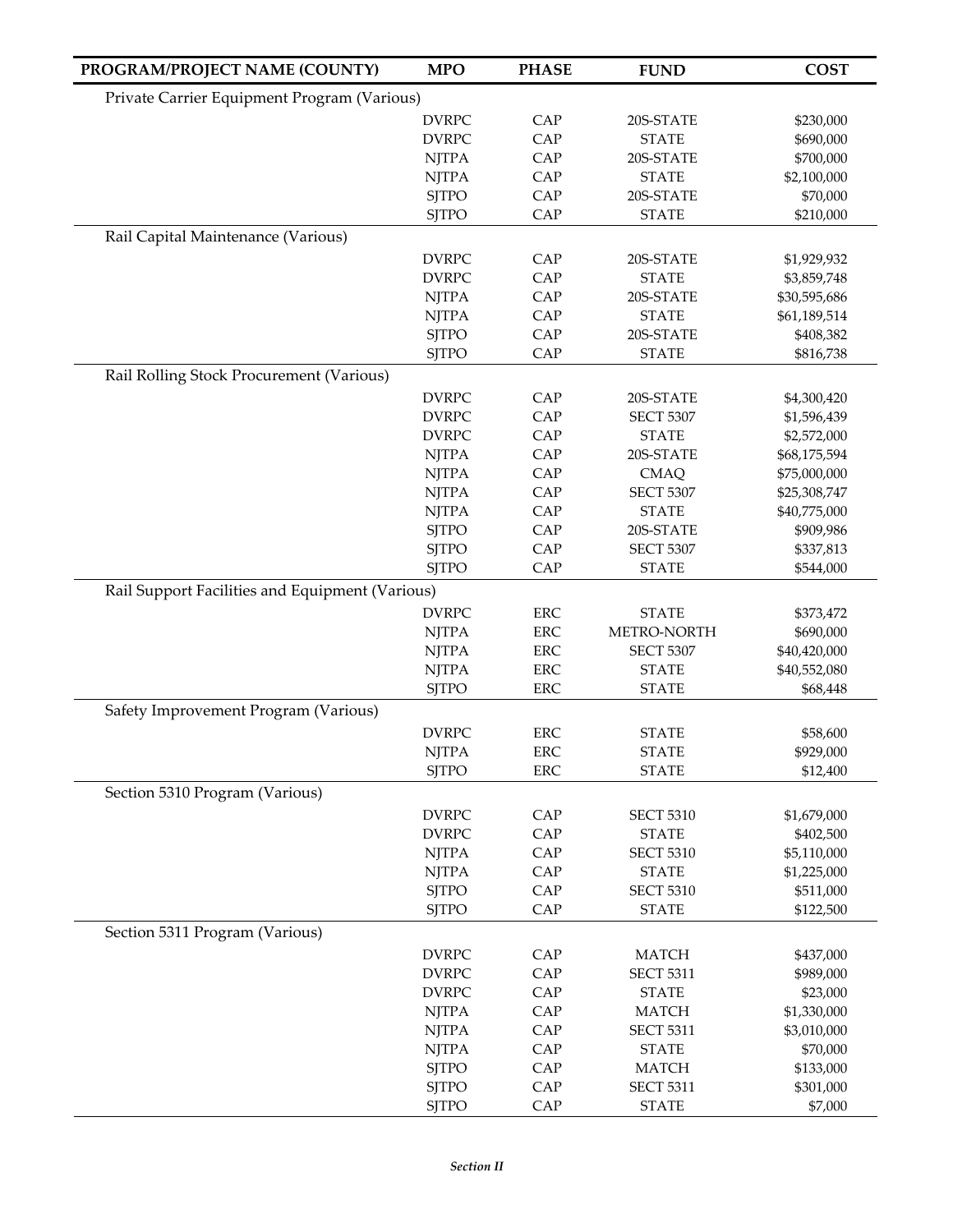| PROGRAM/PROJECT NAME (COUNTY) | MPO | PHASE | FUND | COST |
|---|---|---|---|---|
| Private Carrier Equipment Program (Various) | | | | |
| | DVRPC | CAP | 20S-STATE | $230,000 |
| | DVRPC | CAP | STATE | $690,000 |
| | NJTPA | CAP | 20S-STATE | $700,000 |
| | NJTPA | CAP | STATE | $2,100,000 |
| | SJTPO | CAP | 20S-STATE | $70,000 |
| | SJTPO | CAP | STATE | $210,000 |
| Rail Capital Maintenance (Various) | | | | |
| | DVRPC | CAP | 20S-STATE | $1,929,932 |
| | DVRPC | CAP | STATE | $3,859,748 |
| | NJTPA | CAP | 20S-STATE | $30,595,686 |
| | NJTPA | CAP | STATE | $61,189,514 |
| | SJTPO | CAP | 20S-STATE | $408,382 |
| | SJTPO | CAP | STATE | $816,738 |
| Rail Rolling Stock Procurement (Various) | | | | |
| | DVRPC | CAP | 20S-STATE | $4,300,420 |
| | DVRPC | CAP | SECT 5307 | $1,596,439 |
| | DVRPC | CAP | STATE | $2,572,000 |
| | NJTPA | CAP | 20S-STATE | $68,175,594 |
| | NJTPA | CAP | CMAQ | $75,000,000 |
| | NJTPA | CAP | SECT 5307 | $25,308,747 |
| | NJTPA | CAP | STATE | $40,775,000 |
| | SJTPO | CAP | 20S-STATE | $909,986 |
| | SJTPO | CAP | SECT 5307 | $337,813 |
| | SJTPO | CAP | STATE | $544,000 |
| Rail Support Facilities and Equipment (Various) | | | | |
| | DVRPC | ERC | STATE | $373,472 |
| | NJTPA | ERC | METRO-NORTH | $690,000 |
| | NJTPA | ERC | SECT 5307 | $40,420,000 |
| | NJTPA | ERC | STATE | $40,552,080 |
| | SJTPO | ERC | STATE | $68,448 |
| Safety Improvement Program (Various) | | | | |
| | DVRPC | ERC | STATE | $58,600 |
| | NJTPA | ERC | STATE | $929,000 |
| | SJTPO | ERC | STATE | $12,400 |
| Section 5310 Program (Various) | | | | |
| | DVRPC | CAP | SECT 5310 | $1,679,000 |
| | DVRPC | CAP | STATE | $402,500 |
| | NJTPA | CAP | SECT 5310 | $5,110,000 |
| | NJTPA | CAP | STATE | $1,225,000 |
| | SJTPO | CAP | SECT 5310 | $511,000 |
| | SJTPO | CAP | STATE | $122,500 |
| Section 5311 Program (Various) | | | | |
| | DVRPC | CAP | MATCH | $437,000 |
| | DVRPC | CAP | SECT 5311 | $989,000 |
| | DVRPC | CAP | STATE | $23,000 |
| | NJTPA | CAP | MATCH | $1,330,000 |
| | NJTPA | CAP | SECT 5311 | $3,010,000 |
| | NJTPA | CAP | STATE | $70,000 |
| | SJTPO | CAP | MATCH | $133,000 |
| | SJTPO | CAP | SECT 5311 | $301,000 |
| | SJTPO | CAP | STATE | $7,000 |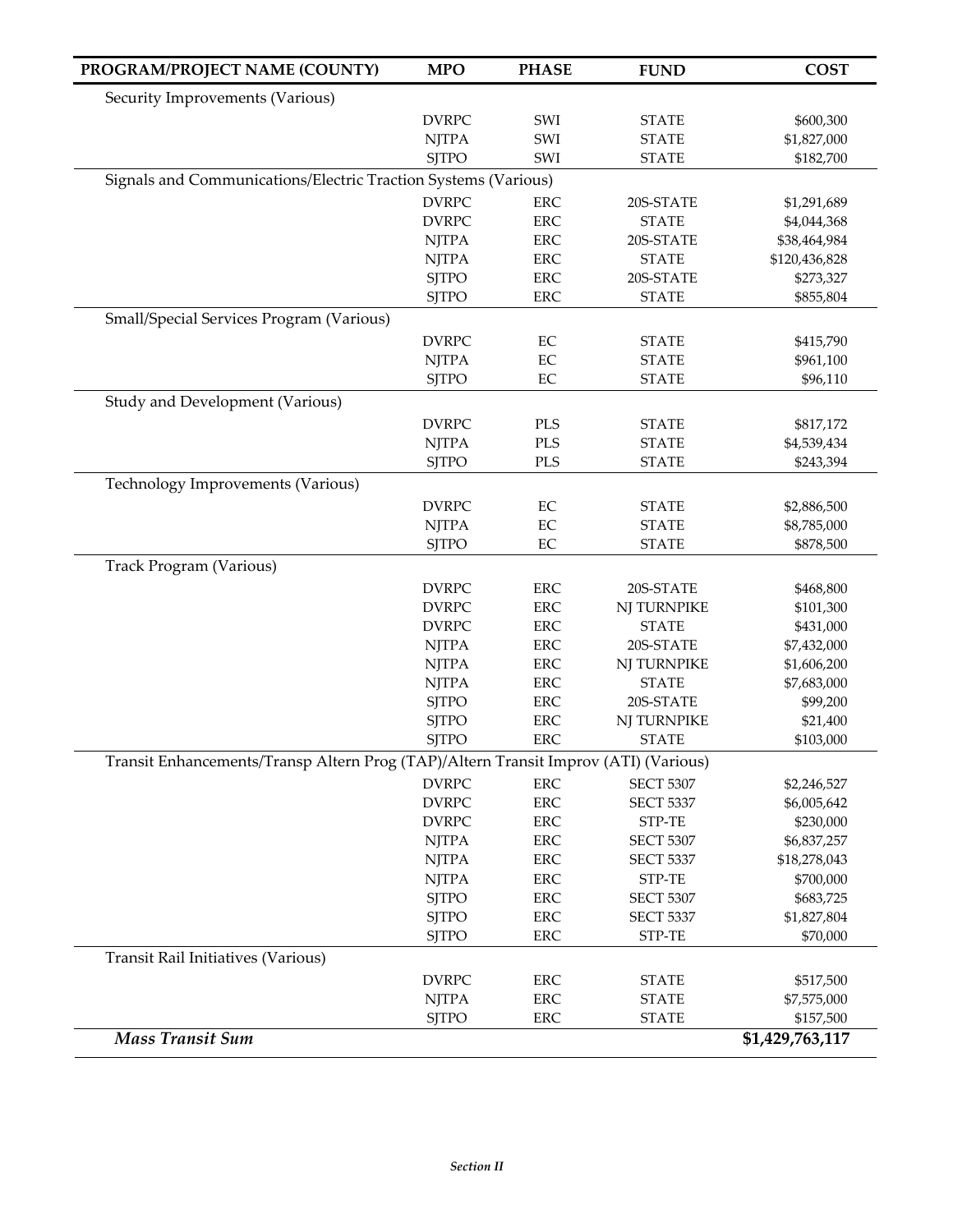| PROGRAM/PROJECT NAME (COUNTY) | MPO | PHASE | FUND | COST |
|---|---|---|---|---|
| Security Improvements (Various) | | | | |
| | DVRPC | SWI | STATE | $600,300 |
| | NJTPA | SWI | STATE | $1,827,000 |
| | SJTPO | SWI | STATE | $182,700 |
| Signals and Communications/Electric Traction Systems (Various) | | | | |
| | DVRPC | ERC | 20S-STATE | $1,291,689 |
| | DVRPC | ERC | STATE | $4,044,368 |
| | NJTPA | ERC | 20S-STATE | $38,464,984 |
| | NJTPA | ERC | STATE | $120,436,828 |
| | SJTPO | ERC | 20S-STATE | $273,327 |
| | SJTPO | ERC | STATE | $855,804 |
| Small/Special Services Program (Various) | | | | |
| | DVRPC | EC | STATE | $415,790 |
| | NJTPA | EC | STATE | $961,100 |
| | SJTPO | EC | STATE | $96,110 |
| Study and Development (Various) | | | | |
| | DVRPC | PLS | STATE | $817,172 |
| | NJTPA | PLS | STATE | $4,539,434 |
| | SJTPO | PLS | STATE | $243,394 |
| Technology Improvements (Various) | | | | |
| | DVRPC | EC | STATE | $2,886,500 |
| | NJTPA | EC | STATE | $8,785,000 |
| | SJTPO | EC | STATE | $878,500 |
| Track Program (Various) | | | | |
| | DVRPC | ERC | 20S-STATE | $468,800 |
| | DVRPC | ERC | NJ TURNPIKE | $101,300 |
| | DVRPC | ERC | STATE | $431,000 |
| | NJTPA | ERC | 20S-STATE | $7,432,000 |
| | NJTPA | ERC | NJ TURNPIKE | $1,606,200 |
| | NJTPA | ERC | STATE | $7,683,000 |
| | SJTPO | ERC | 20S-STATE | $99,200 |
| | SJTPO | ERC | NJ TURNPIKE | $21,400 |
| | SJTPO | ERC | STATE | $103,000 |
| Transit Enhancements/Transp Altern Prog (TAP)/Altern Transit Improv (ATI) (Various) | | | | |
| | DVRPC | ERC | SECT 5307 | $2,246,527 |
| | DVRPC | ERC | SECT 5337 | $6,005,642 |
| | DVRPC | ERC | STP-TE | $230,000 |
| | NJTPA | ERC | SECT 5307 | $6,837,257 |
| | NJTPA | ERC | SECT 5337 | $18,278,043 |
| | NJTPA | ERC | STP-TE | $700,000 |
| | SJTPO | ERC | SECT 5307 | $683,725 |
| | SJTPO | ERC | SECT 5337 | $1,827,804 |
| | SJTPO | ERC | STP-TE | $70,000 |
| Transit Rail Initiatives (Various) | | | | |
| | DVRPC | ERC | STATE | $517,500 |
| | NJTPA | ERC | STATE | $7,575,000 |
| | SJTPO | ERC | STATE | $157,500 |
| ***Mass Transit Sum*** | | | | **$1,429,763,117** |

*Section II*